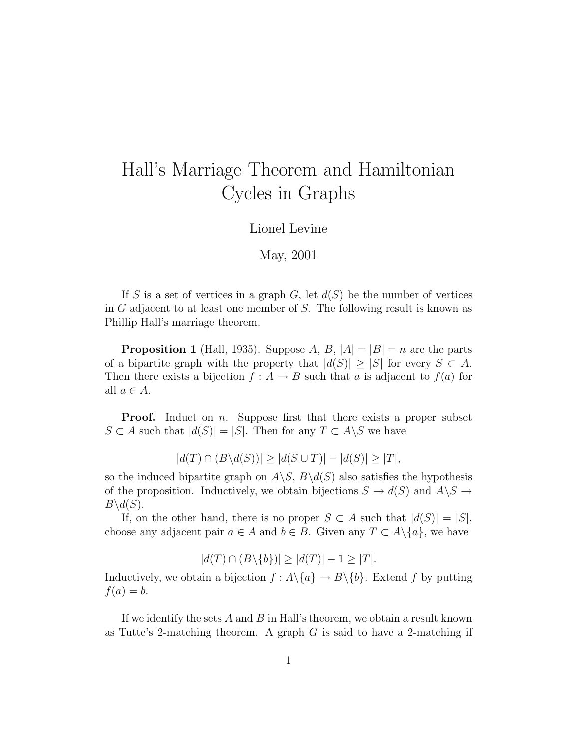# Hall's Marriage Theorem and Hamiltonian Cycles in Graphs

Lionel Levine

May, 2001

If $S$ is a set of vertices in a graph $G$, let $d(S)$ be the number of vertices in $G$ adjacent to at least one member of $S$. The following result is known as Phillip Hall's marriage theorem.

**Proposition 1** (Hall, 1935). Suppose $A$, $B$, $|A| = |B| = n$ are the parts of a bipartite graph with the property that $|d(S)| \geq |S|$ for every $S \subset A$. Then there exists a bijection $f : A \to B$ such that $a$ is adjacent to $f(a)$ for all $a \in A$.

**Proof.** Induct on $n$. Suppose first that there exists a proper subset $S \subset A$ such that $|d(S)| = |S|$. Then for any $T \subset A \backslash S$ we have

$$|d(T) \cap (B \backslash d(S))| \geq |d(S \cup T)| - |d(S)| \geq |T|,$$

so the induced bipartite graph on $A \backslash S$, $B \backslash d(S)$ also satisfies the hypothesis of the proposition. Inductively, we obtain bijections $S \to d(S)$ and $A \backslash S \to B \backslash d(S)$.

If, on the other hand, there is no proper $S \subset A$ such that $|d(S)| = |S|$, choose any adjacent pair $a \in A$ and $b \in B$. Given any $T \subset A \backslash \{a\}$, we have

$$|d(T) \cap (B \backslash \{b\})| \geq |d(T)| - 1 \geq |T|.$$

Inductively, we obtain a bijection $f : A \backslash \{a\} \to B \backslash \{b\}$. Extend $f$ by putting $f(a) = b$.

If we identify the sets $A$ and $B$ in Hall's theorem, we obtain a result known as Tutte's 2-matching theorem. A graph $G$ is said to have a 2-matching if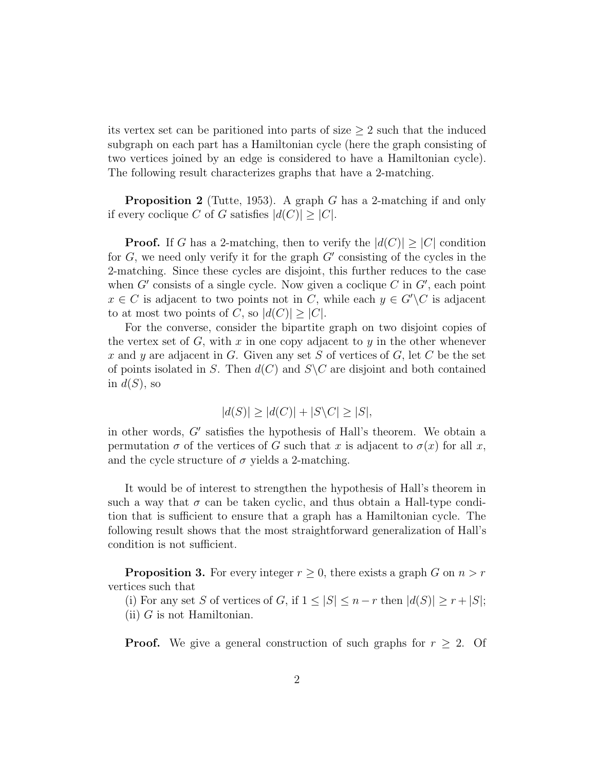its vertex set can be paritioned into parts of size $\geq 2$ such that the induced subgraph on each part has a Hamiltonian cycle (here the graph consisting of two vertices joined by an edge is considered to have a Hamiltonian cycle). The following result characterizes graphs that have a 2-matching.

**Proposition 2** (Tutte, 1953). A graph $G$ has a 2-matching if and only if every coclique $C$ of $G$ satisfies $|d(C)| \geq |C|$.

**Proof.** If $G$ has a 2-matching, then to verify the $|d(C)| \geq |C|$ condition for $G$, we need only verify it for the graph $G'$ consisting of the cycles in the 2-matching. Since these cycles are disjoint, this further reduces to the case when $G'$ consists of a single cycle. Now given a coclique $C$ in $G'$, each point $x \in C$ is adjacent to two points not in $C$, while each $y \in G' \backslash C$ is adjacent to at most two points of $C$, so $|d(C)| \geq |C|$.

For the converse, consider the bipartite graph on two disjoint copies of the vertex set of $G$, with $x$ in one copy adjacent to $y$ in the other whenever $x$ and $y$ are adjacent in $G$. Given any set $S$ of vertices of $G$, let $C$ be the set of points isolated in $S$. Then $d(C)$ and $S \backslash C$ are disjoint and both contained in $d(S)$, so

$$|d(S)| \geq |d(C)| + |S \backslash C| \geq |S|,$$

in other words, $G'$ satisfies the hypothesis of Hall's theorem. We obtain a permutation $\sigma$ of the vertices of $G$ such that $x$ is adjacent to $\sigma(x)$ for all $x$, and the cycle structure of $\sigma$ yields a 2-matching.

It would be of interest to strengthen the hypothesis of Hall's theorem in such a way that $\sigma$ can be taken cyclic, and thus obtain a Hall-type condition that is sufficient to ensure that a graph has a Hamiltonian cycle. The following result shows that the most straightforward generalization of Hall's condition is not sufficient.

**Proposition 3.** For every integer $r \geq 0$, there exists a graph $G$ on $n > r$ vertices such that

(i) For any set $S$ of vertices of $G$, if $1 \leq |S| \leq n - r$ then $|d(S)| \geq r + |S|$;

(ii) $G$ is not Hamiltonian.

**Proof.** We give a general construction of such graphs for $r \geq 2$. Of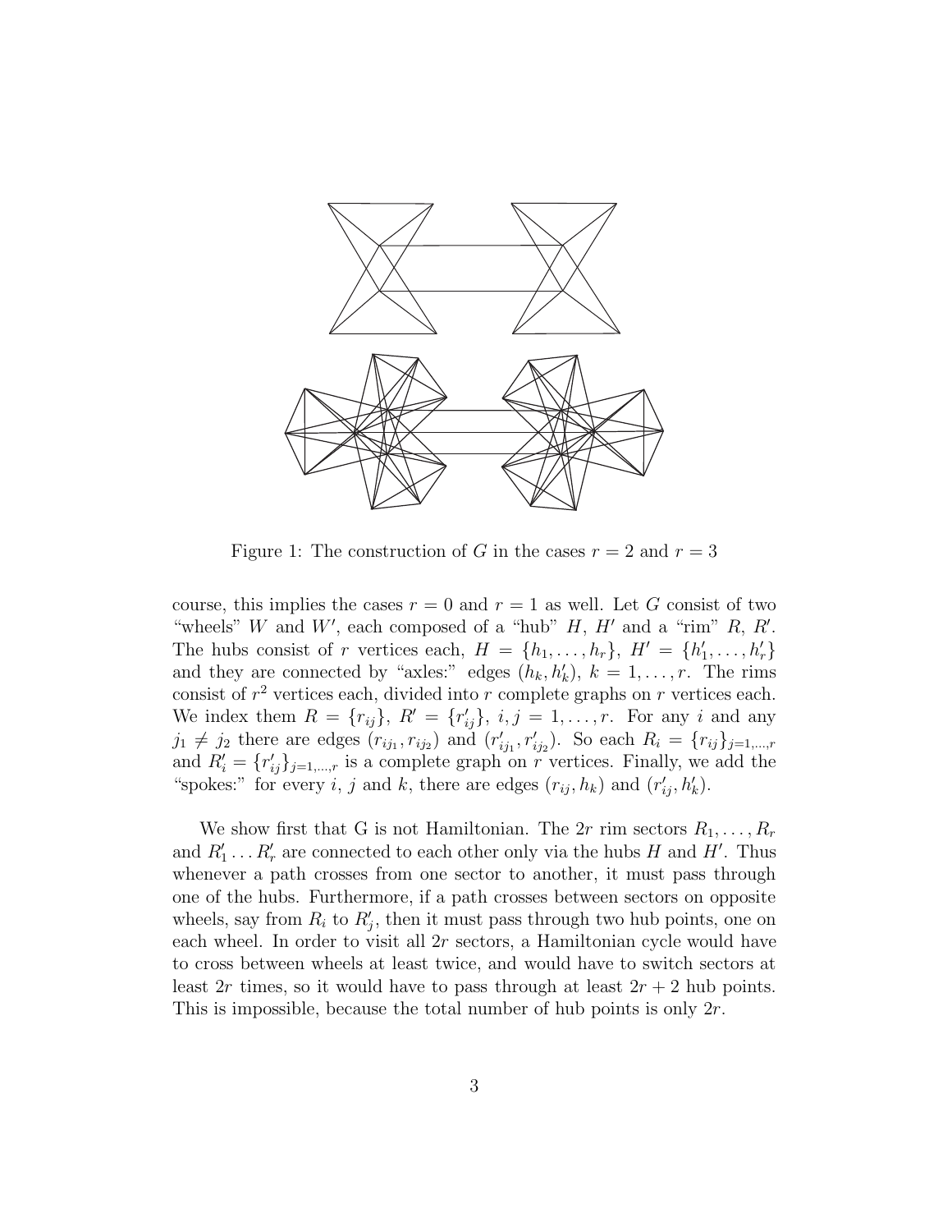Figure 1: The construction of $G$ in the cases $r = 2$ and $r = 3$

course, this implies the cases $r = 0$ and $r = 1$ as well. Let $G$ consist of two "wheels" $W$ and $W'$, each composed of a "hub" $H$, $H'$ and a "rim" $R$, $R'$. The hubs consist of $r$ vertices each, $H = \{h_1, \ldots, h_r\}$, $H' = \{h'_1, \ldots, h'_r\}$ and they are connected by "axles:" edges $(h_k, h'_k)$, $k = 1, \ldots, r$. The rims consist of $r^2$ vertices each, divided into $r$ complete graphs on $r$ vertices each. We index them $R = \{r_{ij}\}$, $R' = \{r'_{ij}\}$, $i, j = 1, \ldots, r$. For any $i$ and any $j_1 \neq j_2$ there are edges $(r_{ij_1}, r_{ij_2})$ and $(r'_{ij_1}, r'_{ij_2})$. So each $R_i = \{r_{ij}\}_{j=1,\ldots,r}$ and $R'_i = \{r'_{ij}\}_{j=1,\ldots,r}$ is a complete graph on $r$ vertices. Finally, we add the "spokes:" for every $i$, $j$ and $k$, there are edges $(r_{ij}, h_k)$ and $(r'_{ij}, h'_k)$.

We show first that G is not Hamiltonian. The $2r$ rim sectors $R_1, \ldots, R_r$ and $R'_1 \ldots R'_r$ are connected to each other only via the hubs $H$ and $H'$. Thus whenever a path crosses from one sector to another, it must pass through one of the hubs. Furthermore, if a path crosses between sectors on opposite wheels, say from $R_i$ to $R'_j$, then it must pass through two hub points, one on each wheel. In order to visit all $2r$ sectors, a Hamiltonian cycle would have to cross between wheels at least twice, and would have to switch sectors at least $2r$ times, so it would have to pass through at least $2r + 2$ hub points. This is impossible, because the total number of hub points is only $2r$.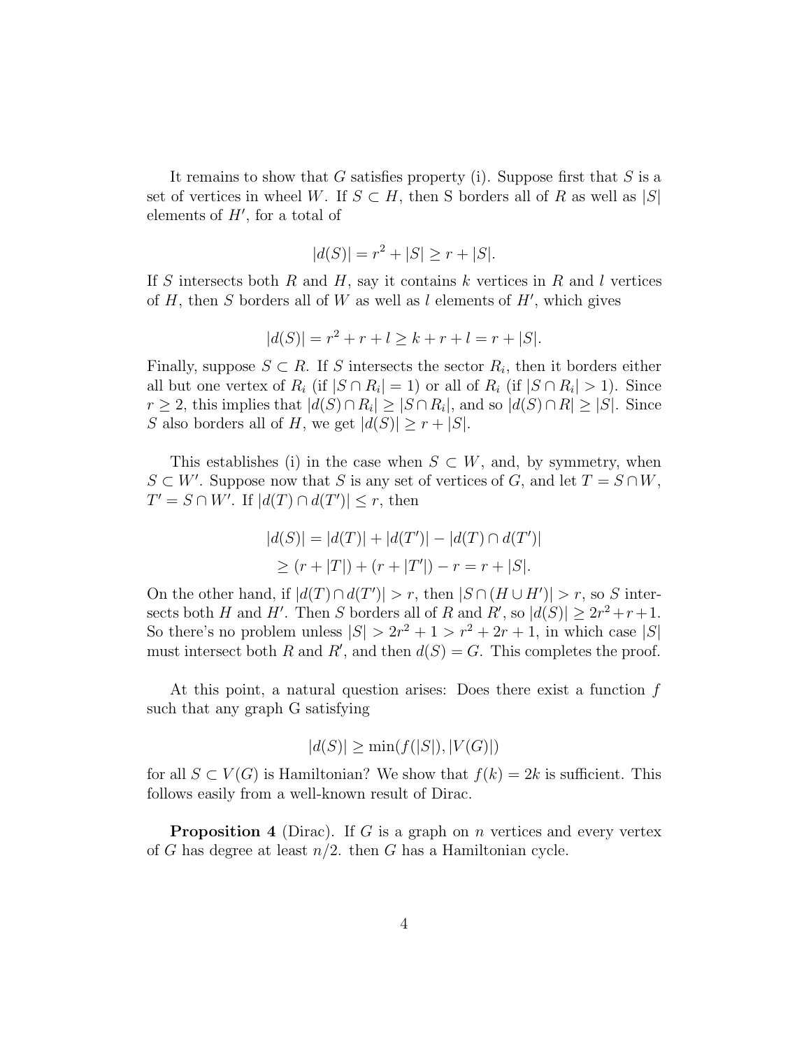It remains to show that $G$ satisfies property (i). Suppose first that $S$ is a set of vertices in wheel $W$. If $S \subset H$, then S borders all of $R$ as well as $|S|$ elements of $H'$, for a total of

$$|d(S)| = r^2 + |S| \geq r + |S|.$$

If $S$ intersects both $R$ and $H$, say it contains $k$ vertices in $R$ and $l$ vertices of $H$, then $S$ borders all of $W$ as well as $l$ elements of $H'$, which gives

$$|d(S)| = r^2 + r + l \geq k + r + l = r + |S|.$$

Finally, suppose $S \subset R$. If $S$ intersects the sector $R_i$, then it borders either all but one vertex of $R_i$ (if $|S \cap R_i| = 1$) or all of $R_i$ (if $|S \cap R_i| > 1$). Since $r \geq 2$, this implies that $|d(S) \cap R_i| \geq |S \cap R_i|$, and so $|d(S) \cap R| \geq |S|$. Since $S$ also borders all of $H$, we get $|d(S)| \geq r + |S|$.

This establishes (i) in the case when $S \subset W$, and, by symmetry, when $S \subset W'$. Suppose now that $S$ is any set of vertices of $G$, and let $T = S \cap W$, $T' = S \cap W'$. If $|d(T) \cap d(T')| \leq r$, then

$$\begin{aligned}|d(S)| &= |d(T)| + |d(T')| - |d(T) \cap d(T')| \\ &\geq (r + |T|) + (r + |T'|) - r = r + |S|.\end{aligned}$$

On the other hand, if $|d(T) \cap d(T')| > r$, then $|S \cap (H \cup H')| > r$, so $S$ intersects both $H$ and $H'$. Then $S$ borders all of $R$ and $R'$, so $|d(S)| \geq 2r^2 + r + 1$. So there's no problem unless $|S| > 2r^2 + 1 > r^2 + 2r + 1$, in which case $|S|$ must intersect both $R$ and $R'$, and then $d(S) = G$. This completes the proof.

At this point, a natural question arises: Does there exist a function $f$ such that any graph G satisfying

$$|d(S)| \geq \min(f(|S|), |V(G)|)$$

for all $S \subset V(G)$ is Hamiltonian? We show that $f(k) = 2k$ is sufficient. This follows easily from a well-known result of Dirac.

**Proposition 4** (Dirac). If $G$ is a graph on $n$ vertices and every vertex of $G$ has degree at least $n/2$. then $G$ has a Hamiltonian cycle.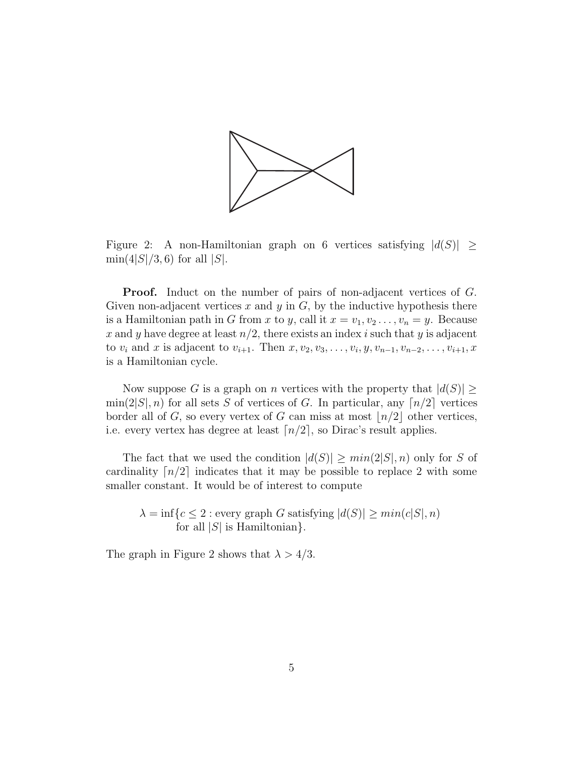Figure 2: A non-Hamiltonian graph on 6 vertices satisfying $|d(S)| \geq \min(4|S|/3, 6)$ for all $|S|$.

**Proof.** Induct on the number of pairs of non-adjacent vertices of $G$. Given non-adjacent vertices $x$ and $y$ in $G$, by the inductive hypothesis there is a Hamiltonian path in $G$ from $x$ to $y$, call it $x = v_1, v_2 \ldots, v_n = y$. Because $x$ and $y$ have degree at least $n/2$, there exists an index $i$ such that $y$ is adjacent to $v_i$ and $x$ is adjacent to $v_{i+1}$. Then $x, v_2, v_3, \ldots, v_i, y, v_{n-1}, v_{n-2}, \ldots, v_{i+1}, x$ is a Hamiltonian cycle.

Now suppose $G$ is a graph on $n$ vertices with the property that $|d(S)| \geq \min(2|S|, n)$ for all sets $S$ of vertices of $G$. In particular, any $\lceil n/2 \rceil$ vertices border all of $G$, so every vertex of $G$ can miss at most $\lfloor n/2 \rfloor$ other vertices, i.e. every vertex has degree at least $\lceil n/2 \rceil$, so Dirac's result applies.

The fact that we used the condition $|d(S)| \geq min(2|S|, n)$ only for $S$ of cardinality $\lceil n/2 \rceil$ indicates that it may be possible to replace 2 with some smaller constant. It would be of interest to compute

$$\lambda = \inf\{c \leq 2 : \text{every graph } G \text{ satisfying } |d(S)| \geq min(c|S|, n) \text{ for all } |S| \text{ is Hamiltonian}\}.$$

The graph in Figure 2 shows that $\lambda > 4/3$.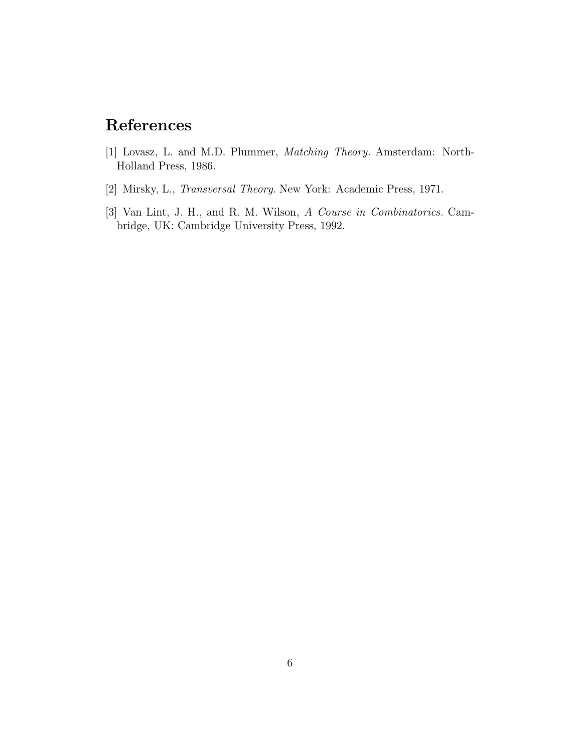# References

[1] Lovasz, L. and M.D. Plummer, *Matching Theory.* Amsterdam: North-Holland Press, 1986.

[2] Mirsky, L., *Transversal Theory.* New York: Academic Press, 1971.

[3] Van Lint, J. H., and R. M. Wilson, *A Course in Combinatorics.* Cambridge, UK: Cambridge University Press, 1992.